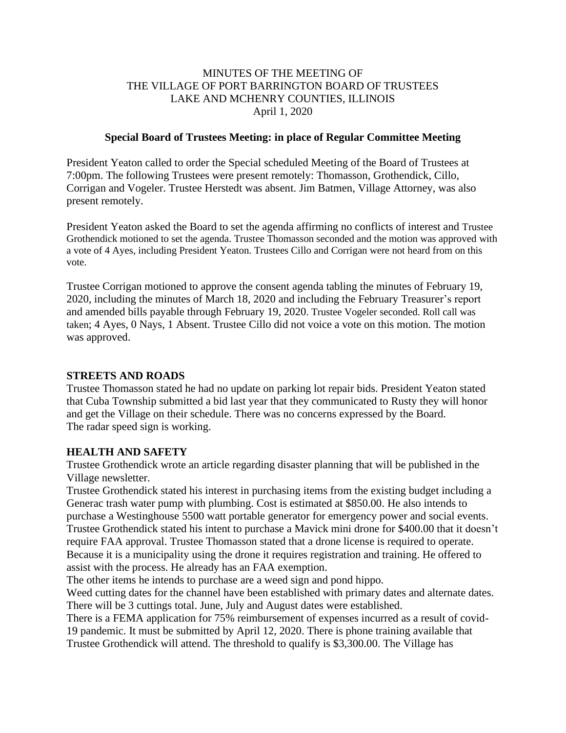MINUTES OF THE MEETING OF
THE VILLAGE OF PORT BARRINGTON BOARD OF TRUSTEES
LAKE AND MCHENRY COUNTIES, ILLINOIS
April 1, 2020

**Special Board of Trustees Meeting: in place of Regular Committee Meeting**

President Yeaton called to order the Special scheduled Meeting of the Board of Trustees at 7:00pm. The following Trustees were present remotely: Thomasson, Grothendick, Cillo, Corrigan and Vogeler. Trustee Herstedt was absent. Jim Batmen, Village Attorney, was also present remotely.

President Yeaton asked the Board to set the agenda affirming no conflicts of interest and Trustee Grothendick motioned to set the agenda. Trustee Thomasson seconded and the motion was approved with a vote of 4 Ayes, including President Yeaton. Trustees Cillo and Corrigan were not heard from on this vote.

Trustee Corrigan motioned to approve the consent agenda tabling the minutes of February 19, 2020, including the minutes of March 18, 2020 and including the February Treasurer's report and amended bills payable through February 19, 2020. Trustee Vogeler seconded. Roll call was taken; 4 Ayes, 0 Nays, 1 Absent. Trustee Cillo did not voice a vote on this motion. The motion was approved.

**STREETS AND ROADS**

Trustee Thomasson stated he had no update on parking lot repair bids. President Yeaton stated that Cuba Township submitted a bid last year that they communicated to Rusty they will honor and get the Village on their schedule. There was no concerns expressed by the Board.
The radar speed sign is working.

**HEALTH AND SAFETY**

Trustee Grothendick wrote an article regarding disaster planning that will be published in the Village newsletter.
Trustee Grothendick stated his interest in purchasing items from the existing budget including a Generac trash water pump with plumbing. Cost is estimated at $850.00. He also intends to purchase a Westinghouse 5500 watt portable generator for emergency power and social events.
Trustee Grothendick stated his intent to purchase a Mavick mini drone for $400.00 that it doesn't require FAA approval. Trustee Thomasson stated that a drone license is required to operate. Because it is a municipality using the drone it requires registration and training. He offered to assist with the process. He already has an FAA exemption.
The other items he intends to purchase are a weed sign and pond hippo.
Weed cutting dates for the channel have been established with primary dates and alternate dates. There will be 3 cuttings total. June, July and August dates were established.
There is a FEMA application for 75% reimbursement of expenses incurred as a result of covid-19 pandemic. It must be submitted by April 12, 2020. There is phone training available that Trustee Grothendick will attend. The threshold to qualify is $3,300.00. The Village has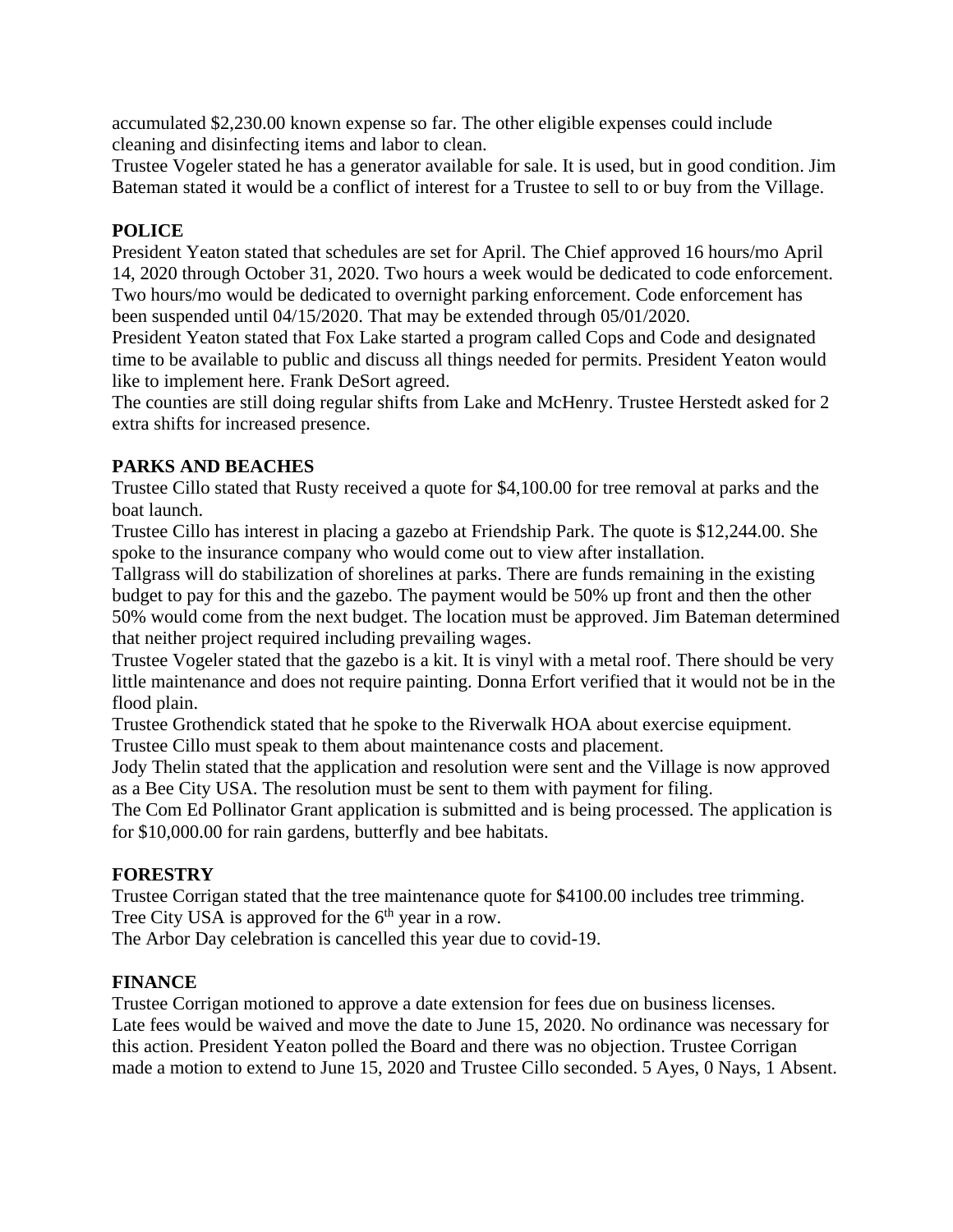accumulated $2,230.00 known expense so far. The other eligible expenses could include cleaning and disinfecting items and labor to clean.
Trustee Vogeler stated he has a generator available for sale. It is used, but in good condition. Jim Bateman stated it would be a conflict of interest for a Trustee to sell to or buy from the Village.

**POLICE**
President Yeaton stated that schedules are set for April. The Chief approved 16 hours/mo April 14, 2020 through October 31, 2020. Two hours a week would be dedicated to code enforcement. Two hours/mo would be dedicated to overnight parking enforcement. Code enforcement has been suspended until 04/15/2020. That may be extended through 05/01/2020.
President Yeaton stated that Fox Lake started a program called Cops and Code and designated time to be available to public and discuss all things needed for permits. President Yeaton would like to implement here. Frank DeSort agreed.
The counties are still doing regular shifts from Lake and McHenry. Trustee Herstedt asked for 2 extra shifts for increased presence.

**PARKS AND BEACHES**
Trustee Cillo stated that Rusty received a quote for $4,100.00 for tree removal at parks and the boat launch.
Trustee Cillo has interest in placing a gazebo at Friendship Park. The quote is $12,244.00. She spoke to the insurance company who would come out to view after installation.
Tallgrass will do stabilization of shorelines at parks. There are funds remaining in the existing budget to pay for this and the gazebo. The payment would be 50% up front and then the other 50% would come from the next budget. The location must be approved. Jim Bateman determined that neither project required including prevailing wages.
Trustee Vogeler stated that the gazebo is a kit. It is vinyl with a metal roof. There should be very little maintenance and does not require painting. Donna Erfort verified that it would not be in the flood plain.
Trustee Grothendick stated that he spoke to the Riverwalk HOA about exercise equipment. Trustee Cillo must speak to them about maintenance costs and placement.
Jody Thelin stated that the application and resolution were sent and the Village is now approved as a Bee City USA. The resolution must be sent to them with payment for filing.
The Com Ed Pollinator Grant application is submitted and is being processed. The application is for $10,000.00 for rain gardens, butterfly and bee habitats.

**FORESTRY**
Trustee Corrigan stated that the tree maintenance quote for $4100.00 includes tree trimming.
Tree City USA is approved for the 6th year in a row.
The Arbor Day celebration is cancelled this year due to covid-19.

**FINANCE**
Trustee Corrigan motioned to approve a date extension for fees due on business licenses.
Late fees would be waived and move the date to June 15, 2020. No ordinance was necessary for this action. President Yeaton polled the Board and there was no objection. Trustee Corrigan made a motion to extend to June 15, 2020 and Trustee Cillo seconded. 5 Ayes, 0 Nays, 1 Absent.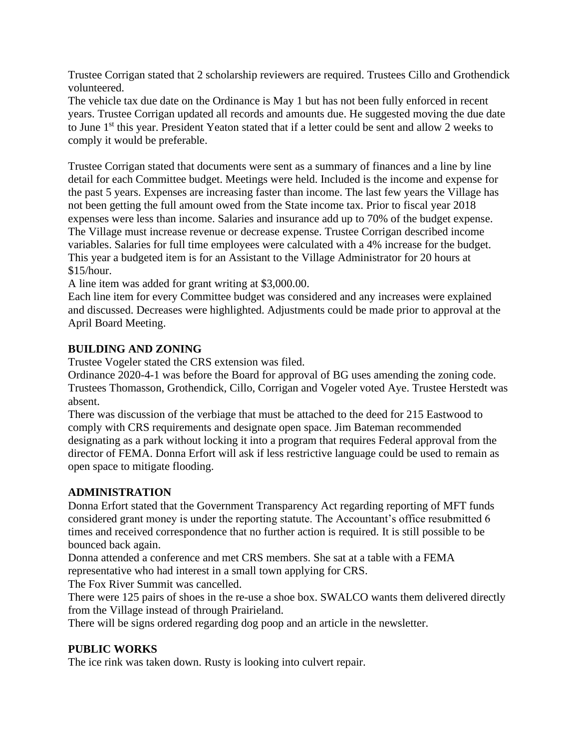Trustee Corrigan stated that 2 scholarship reviewers are required. Trustees Cillo and Grothendick volunteered.

The vehicle tax due date on the Ordinance is May 1 but has not been fully enforced in recent years. Trustee Corrigan updated all records and amounts due. He suggested moving the due date to June 1st this year. President Yeaton stated that if a letter could be sent and allow 2 weeks to comply it would be preferable.

Trustee Corrigan stated that documents were sent as a summary of finances and a line by line detail for each Committee budget. Meetings were held. Included is the income and expense for the past 5 years. Expenses are increasing faster than income. The last few years the Village has not been getting the full amount owed from the State income tax. Prior to fiscal year 2018 expenses were less than income. Salaries and insurance add up to 70% of the budget expense. The Village must increase revenue or decrease expense. Trustee Corrigan described income variables. Salaries for full time employees were calculated with a 4% increase for the budget. This year a budgeted item is for an Assistant to the Village Administrator for 20 hours at $15/hour.

A line item was added for grant writing at $3,000.00.

Each line item for every Committee budget was considered and any increases were explained and discussed. Decreases were highlighted. Adjustments could be made prior to approval at the April Board Meeting.

**BUILDING AND ZONING**

Trustee Vogeler stated the CRS extension was filed.

Ordinance 2020-4-1 was before the Board for approval of BG uses amending the zoning code. Trustees Thomasson, Grothendick, Cillo, Corrigan and Vogeler voted Aye. Trustee Herstedt was absent.

There was discussion of the verbiage that must be attached to the deed for 215 Eastwood to comply with CRS requirements and designate open space. Jim Bateman recommended designating as a park without locking it into a program that requires Federal approval from the director of FEMA. Donna Erfort will ask if less restrictive language could be used to remain as open space to mitigate flooding.

**ADMINISTRATION**

Donna Erfort stated that the Government Transparency Act regarding reporting of MFT funds considered grant money is under the reporting statute. The Accountant's office resubmitted 6 times and received correspondence that no further action is required. It is still possible to be bounced back again.

Donna attended a conference and met CRS members. She sat at a table with a FEMA representative who had interest in a small town applying for CRS.

The Fox River Summit was cancelled.

There were 125 pairs of shoes in the re-use a shoe box. SWALCO wants them delivered directly from the Village instead of through Prairieland.

There will be signs ordered regarding dog poop and an article in the newsletter.

**PUBLIC WORKS**

The ice rink was taken down. Rusty is looking into culvert repair.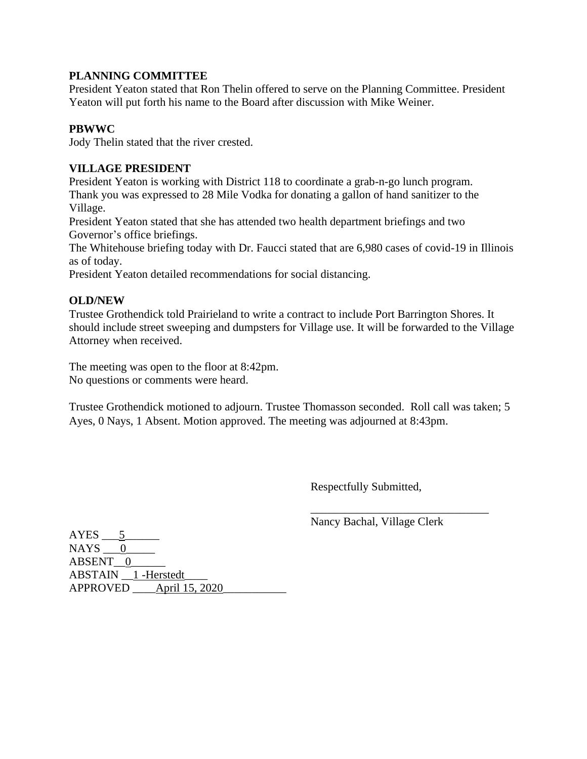**PLANNING COMMITTEE**

President Yeaton stated that Ron Thelin offered to serve on the Planning Committee. President Yeaton will put forth his name to the Board after discussion with Mike Weiner.

**PBWWC**

Jody Thelin stated that the river crested.

**VILLAGE PRESIDENT**

President Yeaton is working with District 118 to coordinate a grab-n-go lunch program.
Thank you was expressed to 28 Mile Vodka for donating a gallon of hand sanitizer to the Village.
President Yeaton stated that she has attended two health department briefings and two Governor's office briefings.
The Whitehouse briefing today with Dr. Faucci stated that are 6,980 cases of covid-19 in Illinois as of today.
President Yeaton detailed recommendations for social distancing.

**OLD/NEW**

Trustee Grothendick told Prairieland to write a contract to include Port Barrington Shores. It should include street sweeping and dumpsters for Village use. It will be forwarded to the Village Attorney when received.

The meeting was open to the floor at 8:42pm.
No questions or comments were heard.

Trustee Grothendick motioned to adjourn. Trustee Thomasson seconded. Roll call was taken; 5 Ayes, 0 Nays, 1 Absent. Motion approved. The meeting was adjourned at 8:43pm.

Respectfully Submitted,

_______________________________
Nancy Bachal, Village Clerk

AYES ___5______
NAYS ___0_____
ABSENT__0______
ABSTAIN __1 -Herstedt____
APPROVED ____April 15, 2020___________